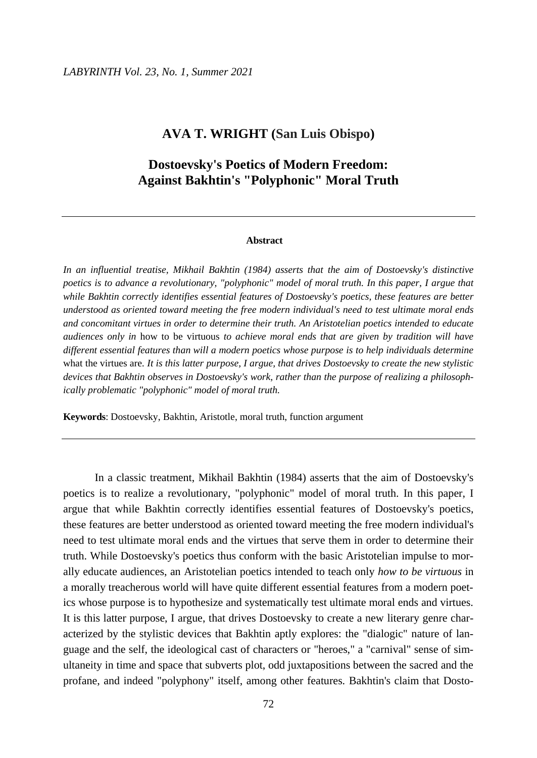**AVA T. WRIGHT (San Luis Obispo)**

# Dostoevsky's Poetics of Modern Freedom: Against Bakhtin's "Polyphonic" Moral Truth

**Abstract**

*In an influential treatise, Mikhail Bakhtin (1984) asserts that the aim of Dostoevsky's distinctive poetics is to advance a revolutionary, "polyphonic" model of moral truth. In this paper, I argue that while Bakhtin correctly identifies essential features of Dostoevsky's poetics, these features are better understood as oriented toward meeting the free modern individual's need to test ultimate moral ends and concomitant virtues in order to determine their truth. An Aristotelian poetics intended to educate audiences only in* how to be virtuous *to achieve moral ends that are given by tradition will have different essential features than will a modern poetics whose purpose is to help individuals determine* what the virtues are*. It is this latter purpose, I argue, that drives Dostoevsky to create the new stylistic devices that Bakhtin observes in Dostoevsky's work, rather than the purpose of realizing a philosophically problematic "polyphonic" model of moral truth.*

**Keywords**: Dostoevsky, Bakhtin, Aristotle, moral truth, function argument

In a classic treatment, Mikhail Bakhtin (1984) asserts that the aim of Dostoevsky's poetics is to realize a revolutionary, "polyphonic" model of moral truth. In this paper, I argue that while Bakhtin correctly identifies essential features of Dostoevsky's poetics, these features are better understood as oriented toward meeting the free modern individual's need to test ultimate moral ends and the virtues that serve them in order to determine their truth. While Dostoevsky's poetics thus conform with the basic Aristotelian impulse to morally educate audiences, an Aristotelian poetics intended to teach only *how to be virtuous* in a morally treacherous world will have quite different essential features from a modern poetics whose purpose is to hypothesize and systematically test ultimate moral ends and virtues. It is this latter purpose, I argue, that drives Dostoevsky to create a new literary genre characterized by the stylistic devices that Bakhtin aptly explores: the "dialogic" nature of language and the self, the ideological cast of characters or "heroes," a "carnival" sense of simultaneity in time and space that subverts plot, odd juxtapositions between the sacred and the profane, and indeed "polyphony" itself, among other features. Bakhtin's claim that Dosto-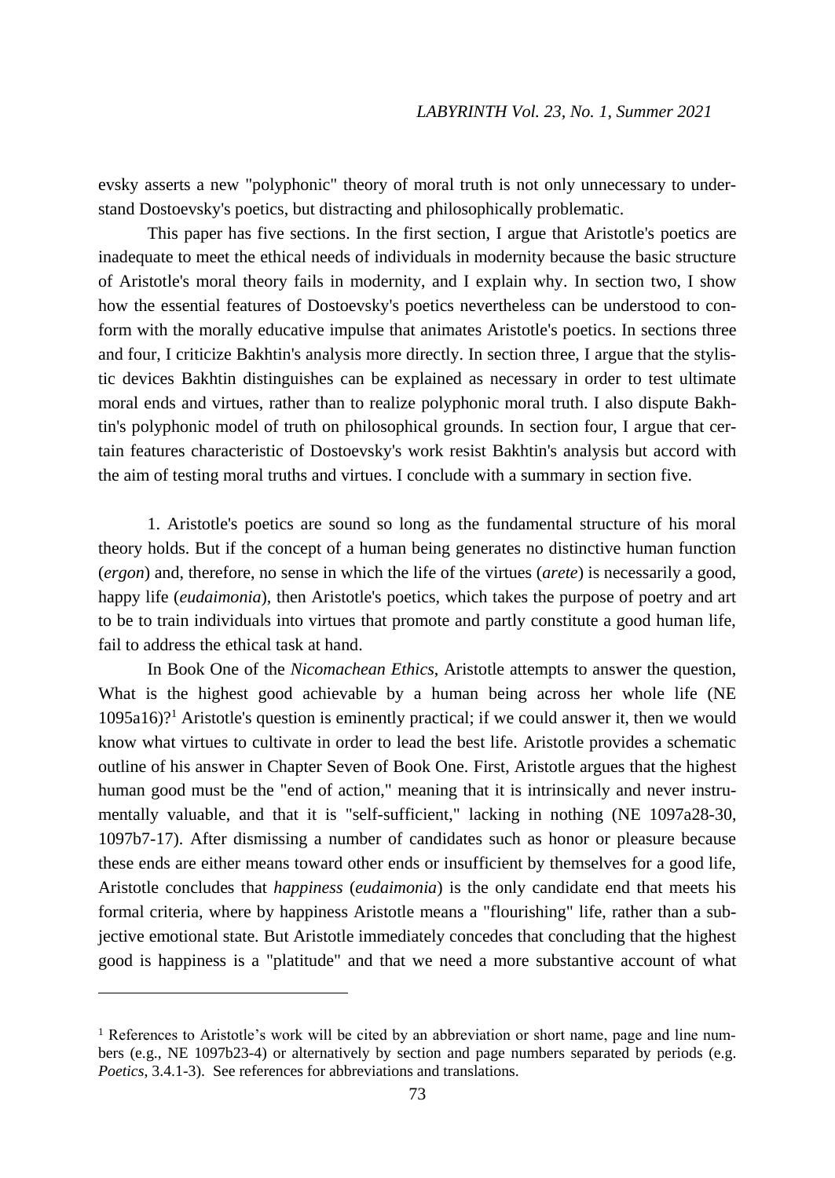evsky asserts a new "polyphonic" theory of moral truth is not only unnecessary to understand Dostoevsky's poetics, but distracting and philosophically problematic.

This paper has five sections. In the first section, I argue that Aristotle's poetics are inadequate to meet the ethical needs of individuals in modernity because the basic structure of Aristotle's moral theory fails in modernity, and I explain why. In section two, I show how the essential features of Dostoevsky's poetics nevertheless can be understood to conform with the morally educative impulse that animates Aristotle's poetics. In sections three and four, I criticize Bakhtin's analysis more directly. In section three, I argue that the stylistic devices Bakhtin distinguishes can be explained as necessary in order to test ultimate moral ends and virtues, rather than to realize polyphonic moral truth. I also dispute Bakhtin's polyphonic model of truth on philosophical grounds. In section four, I argue that certain features characteristic of Dostoevsky's work resist Bakhtin's analysis but accord with the aim of testing moral truths and virtues. I conclude with a summary in section five.

1. Aristotle's poetics are sound so long as the fundamental structure of his moral theory holds. But if the concept of a human being generates no distinctive human function (*ergon*) and, therefore, no sense in which the life of the virtues (*arete*) is necessarily a good, happy life (*eudaimonia*), then Aristotle's poetics, which takes the purpose of poetry and art to be to train individuals into virtues that promote and partly constitute a good human life, fail to address the ethical task at hand.

In Book One of the *Nicomachean Ethics*, Aristotle attempts to answer the question, What is the highest good achievable by a human being across her whole life (NE 1095a16)?[1] Aristotle's question is eminently practical; if we could answer it, then we would know what virtues to cultivate in order to lead the best life. Aristotle provides a schematic outline of his answer in Chapter Seven of Book One. First, Aristotle argues that the highest human good must be the "end of action," meaning that it is intrinsically and never instrumentally valuable, and that it is "self-sufficient," lacking in nothing (NE 1097a28-30, 1097b7-17). After dismissing a number of candidates such as honor or pleasure because these ends are either means toward other ends or insufficient by themselves for a good life, Aristotle concludes that *happiness* (*eudaimonia*) is the only candidate end that meets his formal criteria, where by happiness Aristotle means a "flourishing" life, rather than a subjective emotional state. But Aristotle immediately concedes that concluding that the highest good is happiness is a "platitude" and that we need a more substantive account of what

[1] References to Aristotle's work will be cited by an abbreviation or short name, page and line numbers (e.g., NE 1097b23-4) or alternatively by section and page numbers separated by periods (e.g. *Poetics*, 3.4.1-3). See references for abbreviations and translations.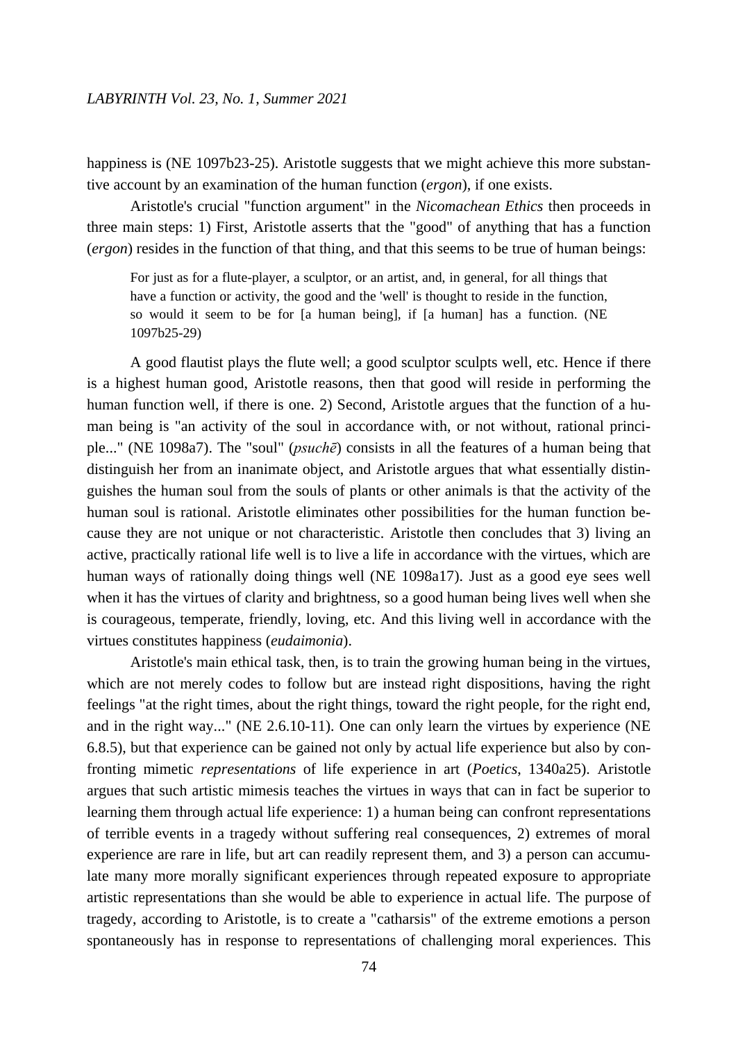happiness is (NE 1097b23-25). Aristotle suggests that we might achieve this more substantive account by an examination of the human function (*ergon*), if one exists.

Aristotle's crucial "function argument" in the *Nicomachean Ethics* then proceeds in three main steps: 1) First, Aristotle asserts that the "good" of anything that has a function (*ergon*) resides in the function of that thing, and that this seems to be true of human beings:

> For just as for a flute-player, a sculptor, or an artist, and, in general, for all things that have a function or activity, the good and the 'well' is thought to reside in the function, so would it seem to be for [a human being], if [a human] has a function. (NE 1097b25-29)

A good flautist plays the flute well; a good sculptor sculpts well, etc. Hence if there is a highest human good, Aristotle reasons, then that good will reside in performing the human function well, if there is one. 2) Second, Aristotle argues that the function of a human being is "an activity of the soul in accordance with, or not without, rational principle..." (NE 1098a7). The "soul" (*psuchē*) consists in all the features of a human being that distinguish her from an inanimate object, and Aristotle argues that what essentially distinguishes the human soul from the souls of plants or other animals is that the activity of the human soul is rational. Aristotle eliminates other possibilities for the human function because they are not unique or not characteristic. Aristotle then concludes that 3) living an active, practically rational life well is to live a life in accordance with the virtues, which are human ways of rationally doing things well (NE 1098a17). Just as a good eye sees well when it has the virtues of clarity and brightness, so a good human being lives well when she is courageous, temperate, friendly, loving, etc. And this living well in accordance with the virtues constitutes happiness (*eudaimonia*).

Aristotle's main ethical task, then, is to train the growing human being in the virtues, which are not merely codes to follow but are instead right dispositions, having the right feelings "at the right times, about the right things, toward the right people, for the right end, and in the right way..." (NE 2.6.10-11). One can only learn the virtues by experience (NE 6.8.5), but that experience can be gained not only by actual life experience but also by confronting mimetic *representations* of life experience in art (*Poetics*, 1340a25). Aristotle argues that such artistic mimesis teaches the virtues in ways that can in fact be superior to learning them through actual life experience: 1) a human being can confront representations of terrible events in a tragedy without suffering real consequences, 2) extremes of moral experience are rare in life, but art can readily represent them, and 3) a person can accumulate many more morally significant experiences through repeated exposure to appropriate artistic representations than she would be able to experience in actual life. The purpose of tragedy, according to Aristotle, is to create a "catharsis" of the extreme emotions a person spontaneously has in response to representations of challenging moral experiences. This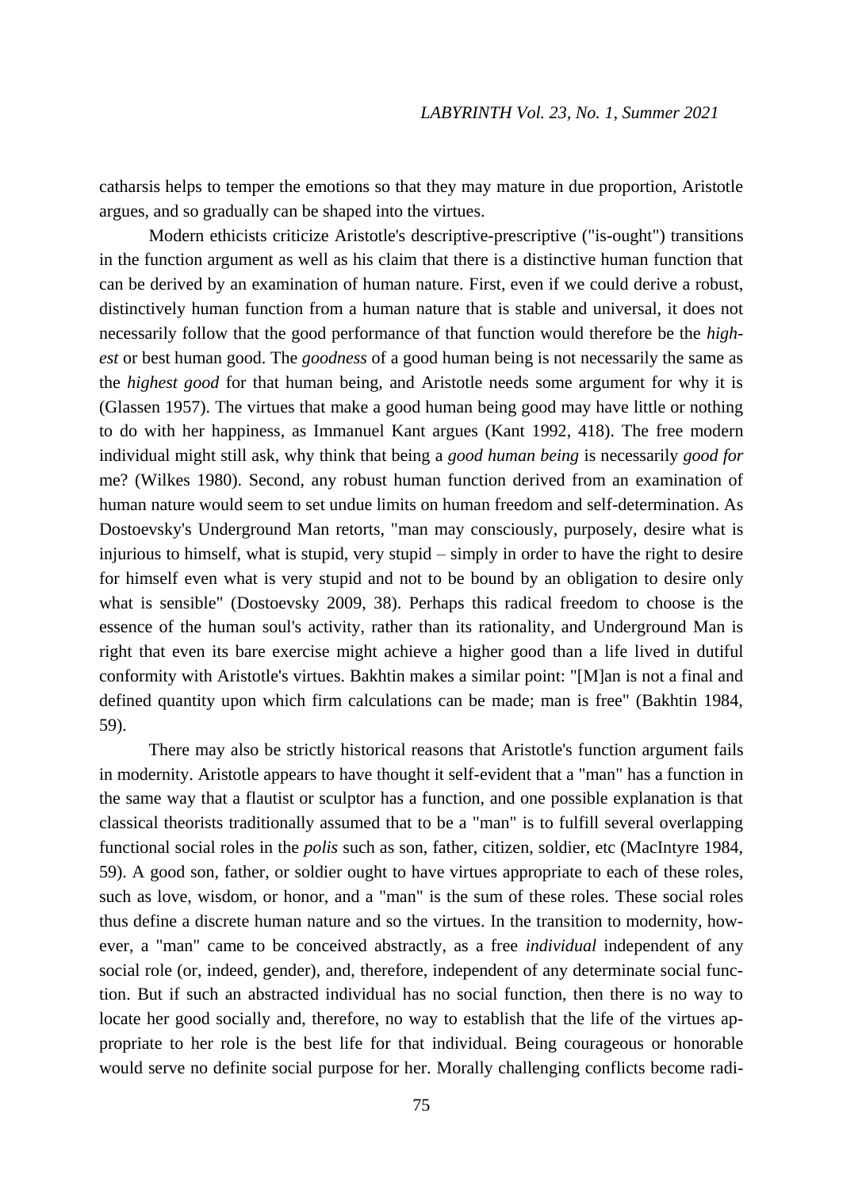catharsis helps to temper the emotions so that they may mature in due proportion, Aristotle argues, and so gradually can be shaped into the virtues.

Modern ethicists criticize Aristotle's descriptive-prescriptive ("is-ought") transitions in the function argument as well as his claim that there is a distinctive human function that can be derived by an examination of human nature. First, even if we could derive a robust, distinctively human function from a human nature that is stable and universal, it does not necessarily follow that the good performance of that function would therefore be the *highest* or best human good. The *goodness* of a good human being is not necessarily the same as the *highest good* for that human being, and Aristotle needs some argument for why it is (Glassen 1957). The virtues that make a good human being good may have little or nothing to do with her happiness, as Immanuel Kant argues (Kant 1992, 418). The free modern individual might still ask, why think that being a *good human being* is necessarily *good for* me? (Wilkes 1980). Second, any robust human function derived from an examination of human nature would seem to set undue limits on human freedom and self-determination. As Dostoevsky's Underground Man retorts, "man may consciously, purposely, desire what is injurious to himself, what is stupid, very stupid – simply in order to have the right to desire for himself even what is very stupid and not to be bound by an obligation to desire only what is sensible" (Dostoevsky 2009, 38). Perhaps this radical freedom to choose is the essence of the human soul's activity, rather than its rationality, and Underground Man is right that even its bare exercise might achieve a higher good than a life lived in dutiful conformity with Aristotle's virtues. Bakhtin makes a similar point: "[M]an is not a final and defined quantity upon which firm calculations can be made; man is free" (Bakhtin 1984, 59).

There may also be strictly historical reasons that Aristotle's function argument fails in modernity. Aristotle appears to have thought it self-evident that a "man" has a function in the same way that a flautist or sculptor has a function, and one possible explanation is that classical theorists traditionally assumed that to be a "man" is to fulfill several overlapping functional social roles in the *polis* such as son, father, citizen, soldier, etc (MacIntyre 1984, 59). A good son, father, or soldier ought to have virtues appropriate to each of these roles, such as love, wisdom, or honor, and a "man" is the sum of these roles. These social roles thus define a discrete human nature and so the virtues. In the transition to modernity, however, a "man" came to be conceived abstractly, as a free *individual* independent of any social role (or, indeed, gender), and, therefore, independent of any determinate social function. But if such an abstracted individual has no social function, then there is no way to locate her good socially and, therefore, no way to establish that the life of the virtues appropriate to her role is the best life for that individual. Being courageous or honorable would serve no definite social purpose for her. Morally challenging conflicts become radi-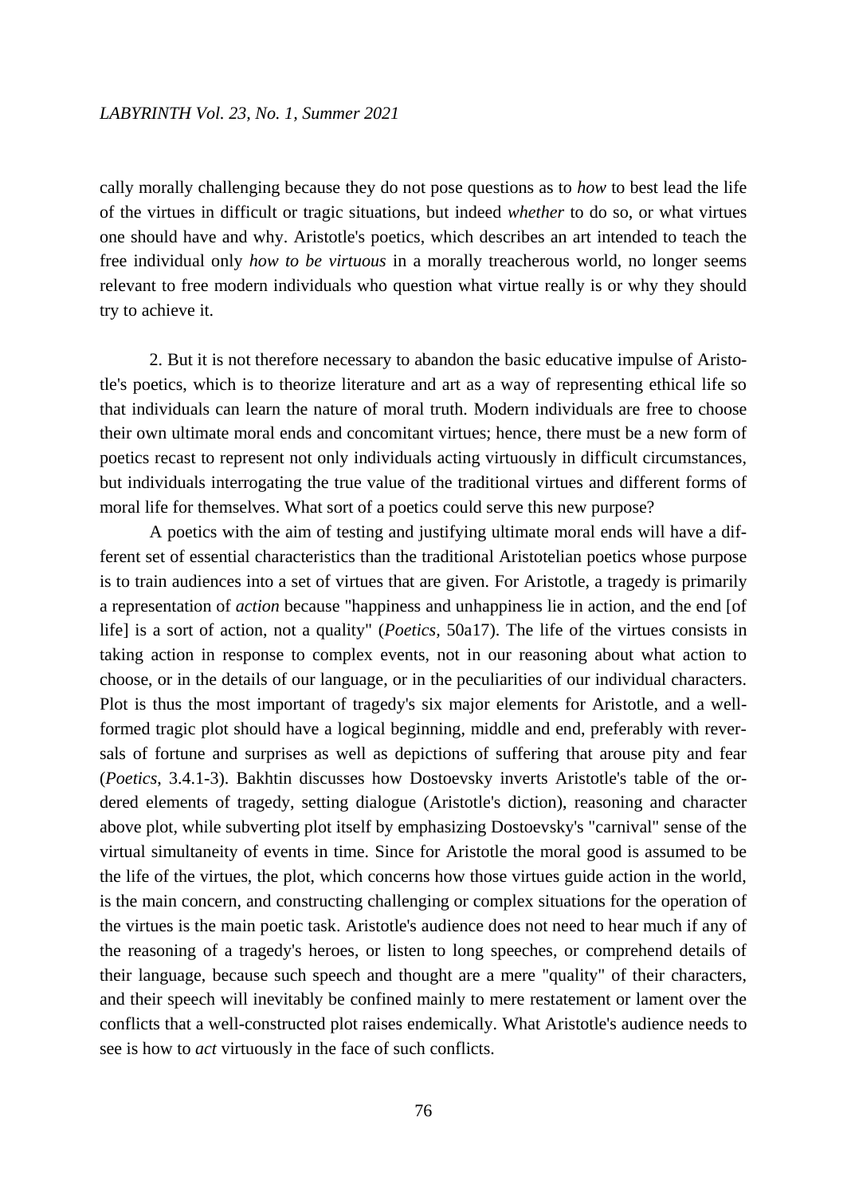cally morally challenging because they do not pose questions as to *how* to best lead the life of the virtues in difficult or tragic situations, but indeed *whether* to do so, or what virtues one should have and why. Aristotle's poetics, which describes an art intended to teach the free individual only *how to be virtuous* in a morally treacherous world, no longer seems relevant to free modern individuals who question what virtue really is or why they should try to achieve it.

2. But it is not therefore necessary to abandon the basic educative impulse of Aristotle's poetics, which is to theorize literature and art as a way of representing ethical life so that individuals can learn the nature of moral truth. Modern individuals are free to choose their own ultimate moral ends and concomitant virtues; hence, there must be a new form of poetics recast to represent not only individuals acting virtuously in difficult circumstances, but individuals interrogating the true value of the traditional virtues and different forms of moral life for themselves. What sort of a poetics could serve this new purpose?

A poetics with the aim of testing and justifying ultimate moral ends will have a different set of essential characteristics than the traditional Aristotelian poetics whose purpose is to train audiences into a set of virtues that are given. For Aristotle, a tragedy is primarily a representation of *action* because "happiness and unhappiness lie in action, and the end [of life] is a sort of action, not a quality" (*Poetics*, 50a17). The life of the virtues consists in taking action in response to complex events, not in our reasoning about what action to choose, or in the details of our language, or in the peculiarities of our individual characters. Plot is thus the most important of tragedy's six major elements for Aristotle, and a well-formed tragic plot should have a logical beginning, middle and end, preferably with reversals of fortune and surprises as well as depictions of suffering that arouse pity and fear (*Poetics*, 3.4.1-3). Bakhtin discusses how Dostoevsky inverts Aristotle's table of the ordered elements of tragedy, setting dialogue (Aristotle's diction), reasoning and character above plot, while subverting plot itself by emphasizing Dostoevsky's "carnival" sense of the virtual simultaneity of events in time. Since for Aristotle the moral good is assumed to be the life of the virtues, the plot, which concerns how those virtues guide action in the world, is the main concern, and constructing challenging or complex situations for the operation of the virtues is the main poetic task. Aristotle's audience does not need to hear much if any of the reasoning of a tragedy's heroes, or listen to long speeches, or comprehend details of their language, because such speech and thought are a mere "quality" of their characters, and their speech will inevitably be confined mainly to mere restatement or lament over the conflicts that a well-constructed plot raises endemically. What Aristotle's audience needs to see is how to *act* virtuously in the face of such conflicts.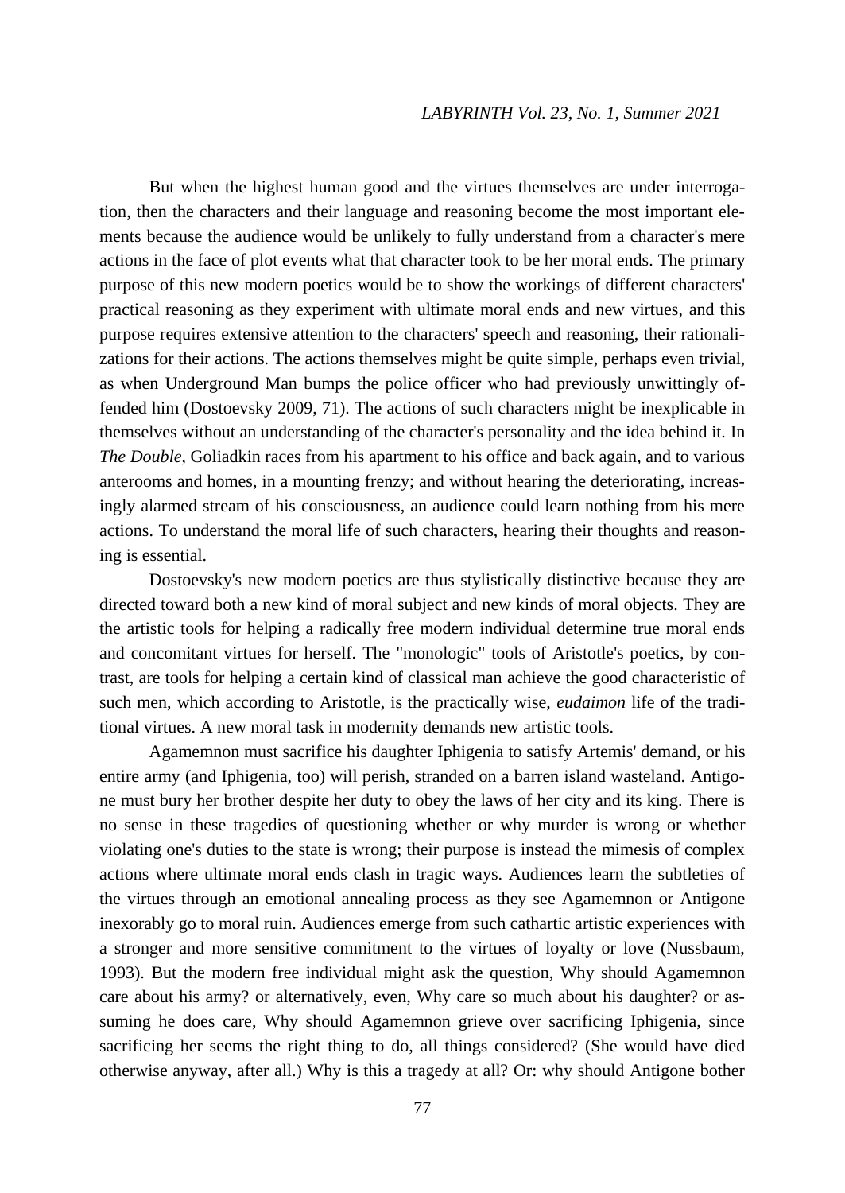But when the highest human good and the virtues themselves are under interrogation, then the characters and their language and reasoning become the most important elements because the audience would be unlikely to fully understand from a character's mere actions in the face of plot events what that character took to be her moral ends. The primary purpose of this new modern poetics would be to show the workings of different characters' practical reasoning as they experiment with ultimate moral ends and new virtues, and this purpose requires extensive attention to the characters' speech and reasoning, their rationalizations for their actions. The actions themselves might be quite simple, perhaps even trivial, as when Underground Man bumps the police officer who had previously unwittingly offended him (Dostoevsky 2009, 71). The actions of such characters might be inexplicable in themselves without an understanding of the character's personality and the idea behind it. In *The Double*, Goliadkin races from his apartment to his office and back again, and to various anterooms and homes, in a mounting frenzy; and without hearing the deteriorating, increasingly alarmed stream of his consciousness, an audience could learn nothing from his mere actions. To understand the moral life of such characters, hearing their thoughts and reasoning is essential.

Dostoevsky's new modern poetics are thus stylistically distinctive because they are directed toward both a new kind of moral subject and new kinds of moral objects. They are the artistic tools for helping a radically free modern individual determine true moral ends and concomitant virtues for herself. The "monologic" tools of Aristotle's poetics, by contrast, are tools for helping a certain kind of classical man achieve the good characteristic of such men, which according to Aristotle, is the practically wise, *eudaimon* life of the traditional virtues. A new moral task in modernity demands new artistic tools.

Agamemnon must sacrifice his daughter Iphigenia to satisfy Artemis' demand, or his entire army (and Iphigenia, too) will perish, stranded on a barren island wasteland. Antigone must bury her brother despite her duty to obey the laws of her city and its king. There is no sense in these tragedies of questioning whether or why murder is wrong or whether violating one's duties to the state is wrong; their purpose is instead the mimesis of complex actions where ultimate moral ends clash in tragic ways. Audiences learn the subtleties of the virtues through an emotional annealing process as they see Agamemnon or Antigone inexorably go to moral ruin. Audiences emerge from such cathartic artistic experiences with a stronger and more sensitive commitment to the virtues of loyalty or love (Nussbaum, 1993). But the modern free individual might ask the question, Why should Agamemnon care about his army? or alternatively, even, Why care so much about his daughter? or assuming he does care, Why should Agamemnon grieve over sacrificing Iphigenia, since sacrificing her seems the right thing to do, all things considered? (She would have died otherwise anyway, after all.) Why is this a tragedy at all? Or: why should Antigone bother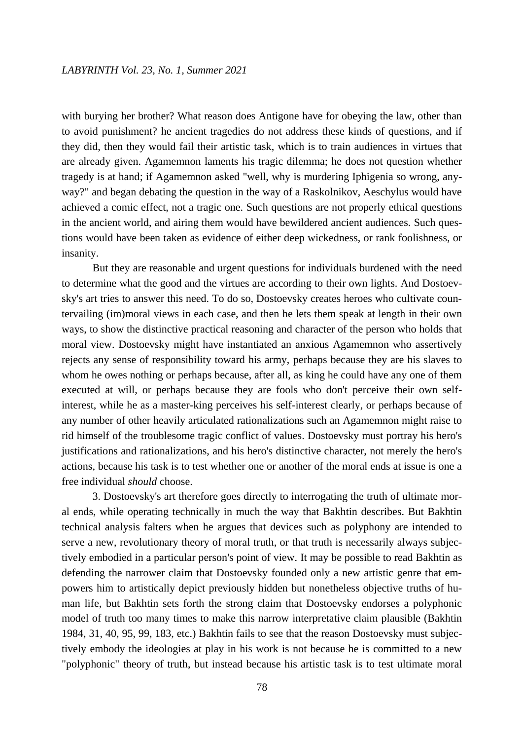with burying her brother? What reason does Antigone have for obeying the law, other than to avoid punishment? he ancient tragedies do not address these kinds of questions, and if they did, then they would fail their artistic task, which is to train audiences in virtues that are already given. Agamemnon laments his tragic dilemma; he does not question whether tragedy is at hand; if Agamemnon asked "well, why is murdering Iphigenia so wrong, anyway?" and began debating the question in the way of a Raskolnikov, Aeschylus would have achieved a comic effect, not a tragic one. Such questions are not properly ethical questions in the ancient world, and airing them would have bewildered ancient audiences. Such questions would have been taken as evidence of either deep wickedness, or rank foolishness, or insanity.

But they are reasonable and urgent questions for individuals burdened with the need to determine what the good and the virtues are according to their own lights. And Dostoevsky's art tries to answer this need. To do so, Dostoevsky creates heroes who cultivate countervailing (im)moral views in each case, and then he lets them speak at length in their own ways, to show the distinctive practical reasoning and character of the person who holds that moral view. Dostoevsky might have instantiated an anxious Agamemnon who assertively rejects any sense of responsibility toward his army, perhaps because they are his slaves to whom he owes nothing or perhaps because, after all, as king he could have any one of them executed at will, or perhaps because they are fools who don't perceive their own self-interest, while he as a master-king perceives his self-interest clearly, or perhaps because of any number of other heavily articulated rationalizations such an Agamemnon might raise to rid himself of the troublesome tragic conflict of values. Dostoevsky must portray his hero's justifications and rationalizations, and his hero's distinctive character, not merely the hero's actions, because his task is to test whether one or another of the moral ends at issue is one a free individual *should* choose.

3. Dostoevsky's art therefore goes directly to interrogating the truth of ultimate moral ends, while operating technically in much the way that Bakhtin describes. But Bakhtin technical analysis falters when he argues that devices such as polyphony are intended to serve a new, revolutionary theory of moral truth, or that truth is necessarily always subjectively embodied in a particular person's point of view. It may be possible to read Bakhtin as defending the narrower claim that Dostoevsky founded only a new artistic genre that empowers him to artistically depict previously hidden but nonetheless objective truths of human life, but Bakhtin sets forth the strong claim that Dostoevsky endorses a polyphonic model of truth too many times to make this narrow interpretative claim plausible (Bakhtin 1984, 31, 40, 95, 99, 183, etc.) Bakhtin fails to see that the reason Dostoevsky must subjectively embody the ideologies at play in his work is not because he is committed to a new "polyphonic" theory of truth, but instead because his artistic task is to test ultimate moral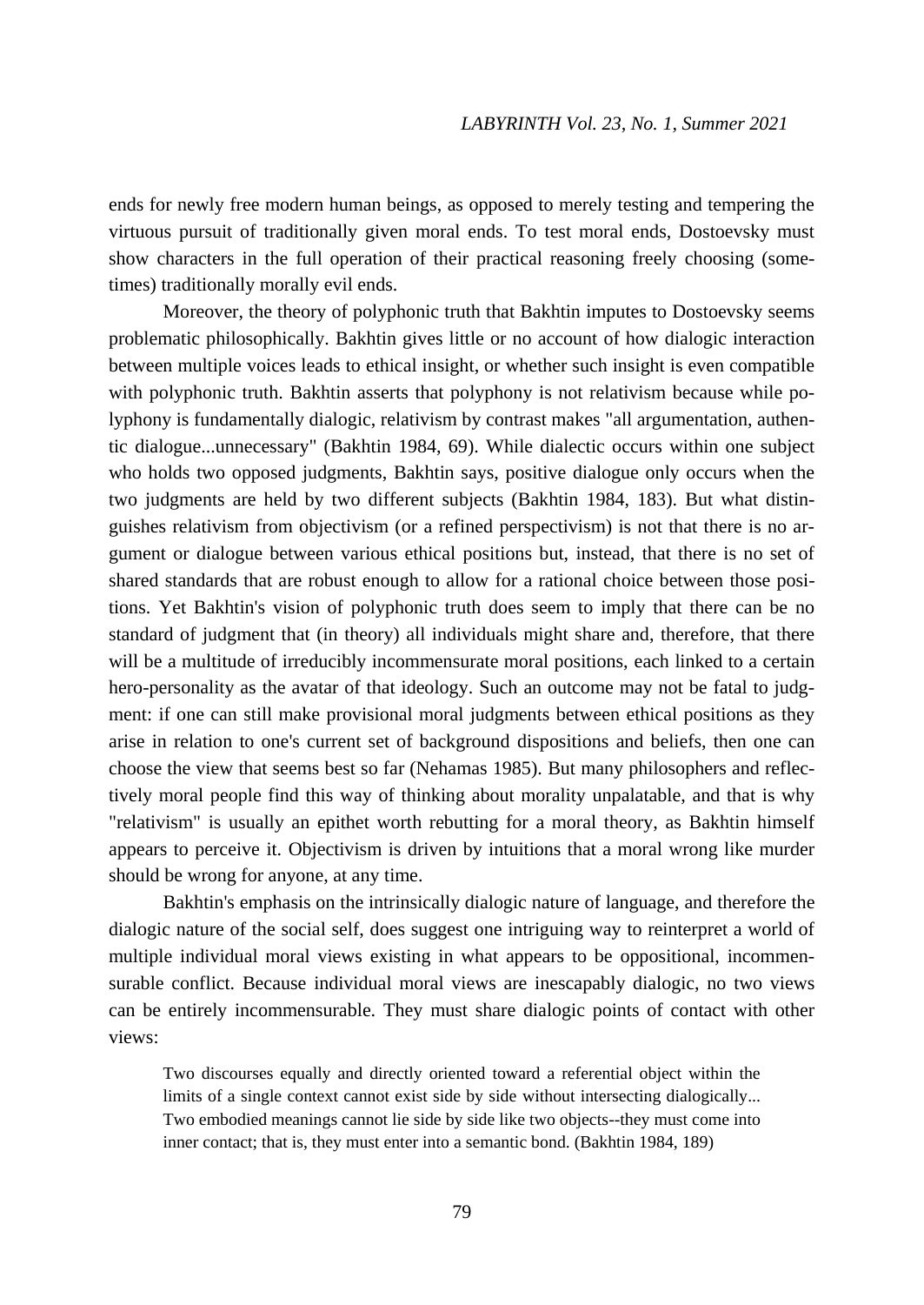ends for newly free modern human beings, as opposed to merely testing and tempering the virtuous pursuit of traditionally given moral ends. To test moral ends, Dostoevsky must show characters in the full operation of their practical reasoning freely choosing (sometimes) traditionally morally evil ends.

Moreover, the theory of polyphonic truth that Bakhtin imputes to Dostoevsky seems problematic philosophically. Bakhtin gives little or no account of how dialogic interaction between multiple voices leads to ethical insight, or whether such insight is even compatible with polyphonic truth. Bakhtin asserts that polyphony is not relativism because while polyphony is fundamentally dialogic, relativism by contrast makes "all argumentation, authentic dialogue...unnecessary" (Bakhtin 1984, 69). While dialectic occurs within one subject who holds two opposed judgments, Bakhtin says, positive dialogue only occurs when the two judgments are held by two different subjects (Bakhtin 1984, 183). But what distinguishes relativism from objectivism (or a refined perspectivism) is not that there is no argument or dialogue between various ethical positions but, instead, that there is no set of shared standards that are robust enough to allow for a rational choice between those positions. Yet Bakhtin's vision of polyphonic truth does seem to imply that there can be no standard of judgment that (in theory) all individuals might share and, therefore, that there will be a multitude of irreducibly incommensurate moral positions, each linked to a certain hero-personality as the avatar of that ideology. Such an outcome may not be fatal to judgment: if one can still make provisional moral judgments between ethical positions as they arise in relation to one's current set of background dispositions and beliefs, then one can choose the view that seems best so far (Nehamas 1985). But many philosophers and reflectively moral people find this way of thinking about morality unpalatable, and that is why "relativism" is usually an epithet worth rebutting for a moral theory, as Bakhtin himself appears to perceive it. Objectivism is driven by intuitions that a moral wrong like murder should be wrong for anyone, at any time.

Bakhtin's emphasis on the intrinsically dialogic nature of language, and therefore the dialogic nature of the social self, does suggest one intriguing way to reinterpret a world of multiple individual moral views existing in what appears to be oppositional, incommensurable conflict. Because individual moral views are inescapably dialogic, no two views can be entirely incommensurable. They must share dialogic points of contact with other views:

> Two discourses equally and directly oriented toward a referential object within the limits of a single context cannot exist side by side without intersecting dialogically... Two embodied meanings cannot lie side by side like two objects--they must come into inner contact; that is, they must enter into a semantic bond. (Bakhtin 1984, 189)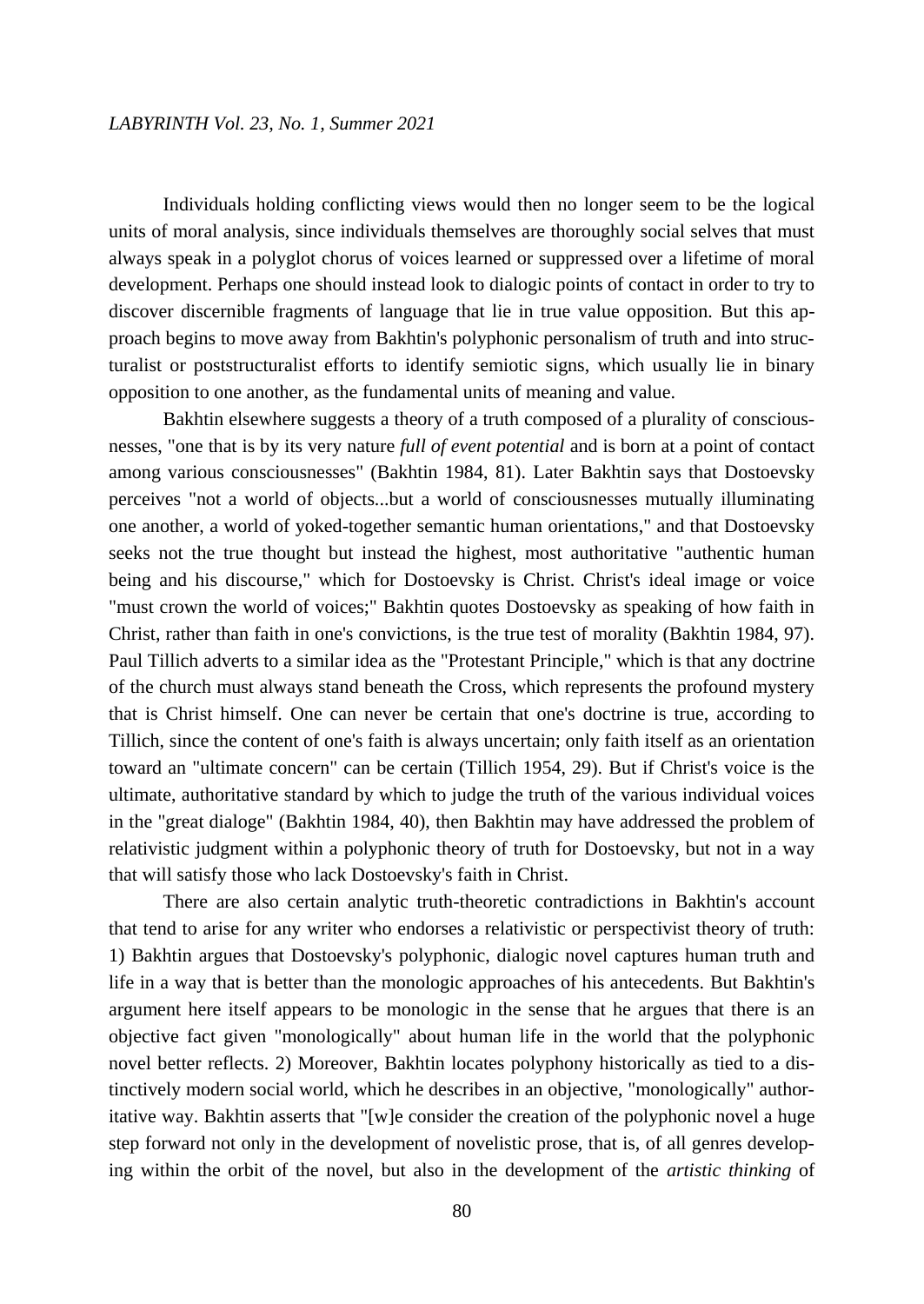Individuals holding conflicting views would then no longer seem to be the logical units of moral analysis, since individuals themselves are thoroughly social selves that must always speak in a polyglot chorus of voices learned or suppressed over a lifetime of moral development. Perhaps one should instead look to dialogic points of contact in order to try to discover discernible fragments of language that lie in true value opposition. But this approach begins to move away from Bakhtin's polyphonic personalism of truth and into structuralist or poststructuralist efforts to identify semiotic signs, which usually lie in binary opposition to one another, as the fundamental units of meaning and value.

Bakhtin elsewhere suggests a theory of a truth composed of a plurality of consciousnesses, "one that is by its very nature *full of event potential* and is born at a point of contact among various consciousnesses" (Bakhtin 1984, 81). Later Bakhtin says that Dostoevsky perceives "not a world of objects...but a world of consciousnesses mutually illuminating one another, a world of yoked-together semantic human orientations," and that Dostoevsky seeks not the true thought but instead the highest, most authoritative "authentic human being and his discourse," which for Dostoevsky is Christ. Christ's ideal image or voice "must crown the world of voices;" Bakhtin quotes Dostoevsky as speaking of how faith in Christ, rather than faith in one's convictions, is the true test of morality (Bakhtin 1984, 97). Paul Tillich adverts to a similar idea as the "Protestant Principle," which is that any doctrine of the church must always stand beneath the Cross, which represents the profound mystery that is Christ himself. One can never be certain that one's doctrine is true, according to Tillich, since the content of one's faith is always uncertain; only faith itself as an orientation toward an "ultimate concern" can be certain (Tillich 1954, 29). But if Christ's voice is the ultimate, authoritative standard by which to judge the truth of the various individual voices in the "great dialoge" (Bakhtin 1984, 40), then Bakhtin may have addressed the problem of relativistic judgment within a polyphonic theory of truth for Dostoevsky, but not in a way that will satisfy those who lack Dostoevsky's faith in Christ.

There are also certain analytic truth-theoretic contradictions in Bakhtin's account that tend to arise for any writer who endorses a relativistic or perspectivist theory of truth: 1) Bakhtin argues that Dostoevsky's polyphonic, dialogic novel captures human truth and life in a way that is better than the monologic approaches of his antecedents. But Bakhtin's argument here itself appears to be monologic in the sense that he argues that there is an objective fact given "monologically" about human life in the world that the polyphonic novel better reflects. 2) Moreover, Bakhtin locates polyphony historically as tied to a distinctively modern social world, which he describes in an objective, "monologically" authoritative way. Bakhtin asserts that "[w]e consider the creation of the polyphonic novel a huge step forward not only in the development of novelistic prose, that is, of all genres developing within the orbit of the novel, but also in the development of the *artistic thinking* of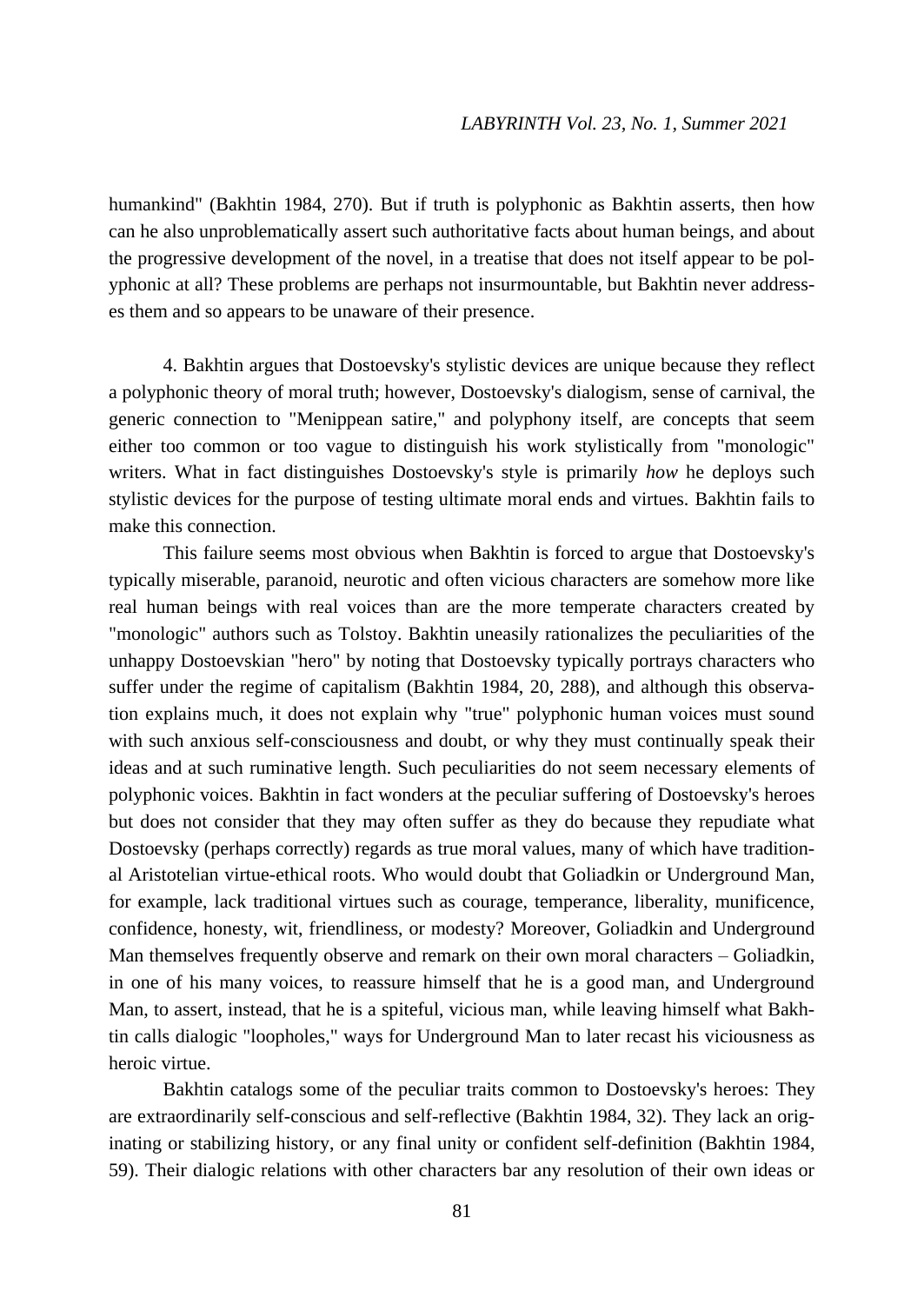humankind" (Bakhtin 1984, 270). But if truth is polyphonic as Bakhtin asserts, then how can he also unproblematically assert such authoritative facts about human beings, and about the progressive development of the novel, in a treatise that does not itself appear to be polyphonic at all? These problems are perhaps not insurmountable, but Bakhtin never addresses them and so appears to be unaware of their presence.

4. Bakhtin argues that Dostoevsky's stylistic devices are unique because they reflect a polyphonic theory of moral truth; however, Dostoevsky's dialogism, sense of carnival, the generic connection to "Menippean satire," and polyphony itself, are concepts that seem either too common or too vague to distinguish his work stylistically from "monologic" writers. What in fact distinguishes Dostoevsky's style is primarily *how* he deploys such stylistic devices for the purpose of testing ultimate moral ends and virtues. Bakhtin fails to make this connection.

This failure seems most obvious when Bakhtin is forced to argue that Dostoevsky's typically miserable, paranoid, neurotic and often vicious characters are somehow more like real human beings with real voices than are the more temperate characters created by "monologic" authors such as Tolstoy. Bakhtin uneasily rationalizes the peculiarities of the unhappy Dostoevskian "hero" by noting that Dostoevsky typically portrays characters who suffer under the regime of capitalism (Bakhtin 1984, 20, 288), and although this observation explains much, it does not explain why "true" polyphonic human voices must sound with such anxious self-consciousness and doubt, or why they must continually speak their ideas and at such ruminative length. Such peculiarities do not seem necessary elements of polyphonic voices. Bakhtin in fact wonders at the peculiar suffering of Dostoevsky's heroes but does not consider that they may often suffer as they do because they repudiate what Dostoevsky (perhaps correctly) regards as true moral values, many of which have traditional Aristotelian virtue-ethical roots. Who would doubt that Goliadkin or Underground Man, for example, lack traditional virtues such as courage, temperance, liberality, munificence, confidence, honesty, wit, friendliness, or modesty? Moreover, Goliadkin and Underground Man themselves frequently observe and remark on their own moral characters – Goliadkin, in one of his many voices, to reassure himself that he is a good man, and Underground Man, to assert, instead, that he is a spiteful, vicious man, while leaving himself what Bakhtin calls dialogic "loopholes," ways for Underground Man to later recast his viciousness as heroic virtue.

Bakhtin catalogs some of the peculiar traits common to Dostoevsky's heroes: They are extraordinarily self-conscious and self-reflective (Bakhtin 1984, 32). They lack an originating or stabilizing history, or any final unity or confident self-definition (Bakhtin 1984, 59). Their dialogic relations with other characters bar any resolution of their own ideas or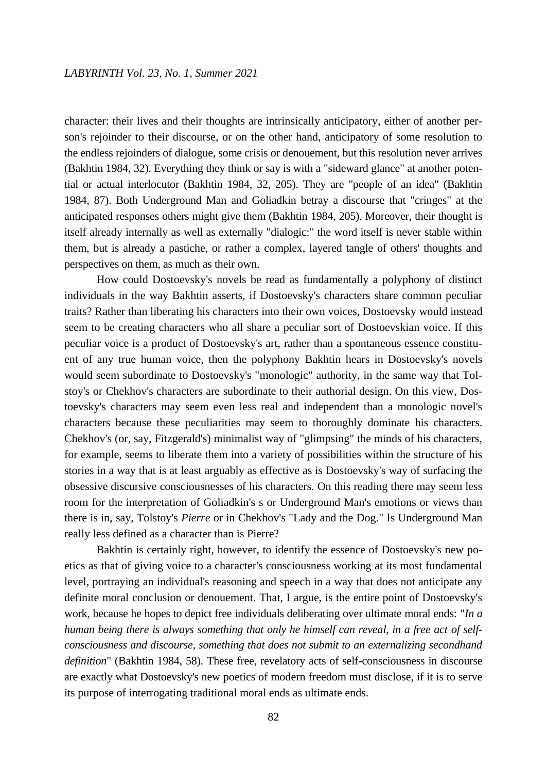character: their lives and their thoughts are intrinsically anticipatory, either of another person's rejoinder to their discourse, or on the other hand, anticipatory of some resolution to the endless rejoinders of dialogue, some crisis or denouement, but this resolution never arrives (Bakhtin 1984, 32). Everything they think or say is with a "sideward glance" at another potential or actual interlocutor (Bakhtin 1984, 32, 205). They are "people of an idea" (Bakhtin 1984, 87). Both Underground Man and Goliadkin betray a discourse that "cringes" at the anticipated responses others might give them (Bakhtin 1984, 205). Moreover, their thought is itself already internally as well as externally "dialogic:" the word itself is never stable within them, but is already a pastiche, or rather a complex, layered tangle of others' thoughts and perspectives on them, as much as their own.

How could Dostoevsky's novels be read as fundamentally a polyphony of distinct individuals in the way Bakhtin asserts, if Dostoevsky's characters share common peculiar traits? Rather than liberating his characters into their own voices, Dostoevsky would instead seem to be creating characters who all share a peculiar sort of Dostoevskian voice. If this peculiar voice is a product of Dostoevsky's art, rather than a spontaneous essence constituent of any true human voice, then the polyphony Bakhtin hears in Dostoevsky's novels would seem subordinate to Dostoevsky's "monologic" authority, in the same way that Tolstoy's or Chekhov's characters are subordinate to their authorial design. On this view, Dostoevsky's characters may seem even less real and independent than a monologic novel's characters because these peculiarities may seem to thoroughly dominate his characters. Chekhov's (or, say, Fitzgerald's) minimalist way of "glimpsing" the minds of his characters, for example, seems to liberate them into a variety of possibilities within the structure of his stories in a way that is at least arguably as effective as is Dostoevsky's way of surfacing the obsessive discursive consciousnesses of his characters. On this reading there may seem less room for the interpretation of Goliadkin's s or Underground Man's emotions or views than there is in, say, Tolstoy's *Pierre* or in Chekhov's "Lady and the Dog." Is Underground Man really less defined as a character than is Pierre?

Bakhtin is certainly right, however, to identify the essence of Dostoevsky's new poetics as that of giving voice to a character's consciousness working at its most fundamental level, portraying an individual's reasoning and speech in a way that does not anticipate any definite moral conclusion or denouement. That, I argue, is the entire point of Dostoevsky's work, because he hopes to depict free individuals deliberating over ultimate moral ends: "*In a human being there is always something that only he himself can reveal, in a free act of self-consciousness and discourse, something that does not submit to an externalizing secondhand definition*" (Bakhtin 1984, 58). These free, revelatory acts of self-consciousness in discourse are exactly what Dostoevsky's new poetics of modern freedom must disclose, if it is to serve its purpose of interrogating traditional moral ends as ultimate ends.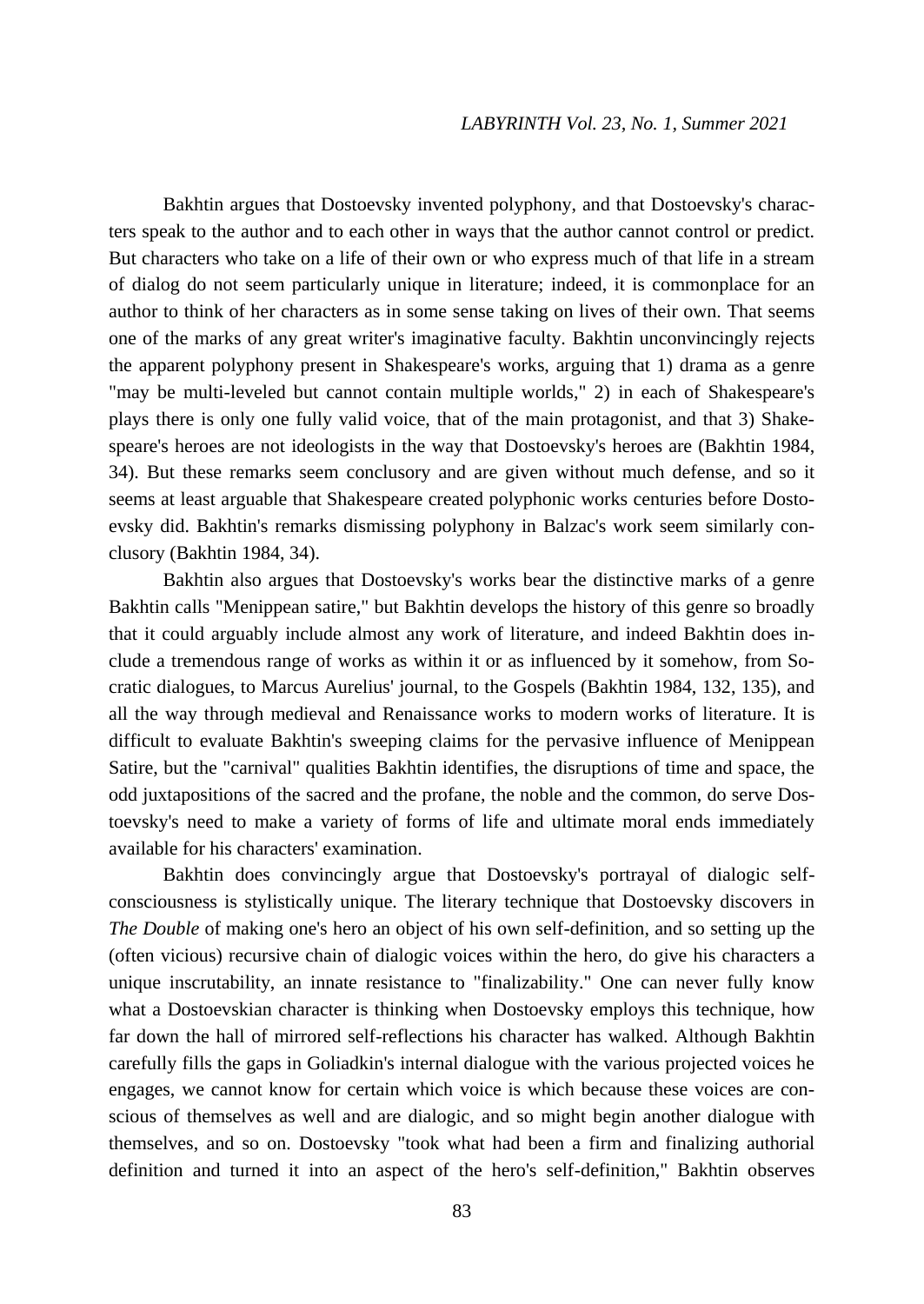Bakhtin argues that Dostoevsky invented polyphony, and that Dostoevsky's characters speak to the author and to each other in ways that the author cannot control or predict. But characters who take on a life of their own or who express much of that life in a stream of dialog do not seem particularly unique in literature; indeed, it is commonplace for an author to think of her characters as in some sense taking on lives of their own. That seems one of the marks of any great writer's imaginative faculty. Bakhtin unconvincingly rejects the apparent polyphony present in Shakespeare's works, arguing that 1) drama as a genre "may be multi-leveled but cannot contain multiple worlds," 2) in each of Shakespeare's plays there is only one fully valid voice, that of the main protagonist, and that 3) Shakespeare's heroes are not ideologists in the way that Dostoevsky's heroes are (Bakhtin 1984, 34). But these remarks seem conclusory and are given without much defense, and so it seems at least arguable that Shakespeare created polyphonic works centuries before Dostoevsky did. Bakhtin's remarks dismissing polyphony in Balzac's work seem similarly conclusory (Bakhtin 1984, 34).

Bakhtin also argues that Dostoevsky's works bear the distinctive marks of a genre Bakhtin calls "Menippean satire," but Bakhtin develops the history of this genre so broadly that it could arguably include almost any work of literature, and indeed Bakhtin does include a tremendous range of works as within it or as influenced by it somehow, from Socratic dialogues, to Marcus Aurelius' journal, to the Gospels (Bakhtin 1984, 132, 135), and all the way through medieval and Renaissance works to modern works of literature. It is difficult to evaluate Bakhtin's sweeping claims for the pervasive influence of Menippean Satire, but the "carnival" qualities Bakhtin identifies, the disruptions of time and space, the odd juxtapositions of the sacred and the profane, the noble and the common, do serve Dostoevsky's need to make a variety of forms of life and ultimate moral ends immediately available for his characters' examination.

Bakhtin does convincingly argue that Dostoevsky's portrayal of dialogic self-consciousness is stylistically unique. The literary technique that Dostoevsky discovers in *The Double* of making one's hero an object of his own self-definition, and so setting up the (often vicious) recursive chain of dialogic voices within the hero, do give his characters a unique inscrutability, an innate resistance to "finalizability." One can never fully know what a Dostoevskian character is thinking when Dostoevsky employs this technique, how far down the hall of mirrored self-reflections his character has walked. Although Bakhtin carefully fills the gaps in Goliadkin's internal dialogue with the various projected voices he engages, we cannot know for certain which voice is which because these voices are conscious of themselves as well and are dialogic, and so might begin another dialogue with themselves, and so on. Dostoevsky "took what had been a firm and finalizing authorial definition and turned it into an aspect of the hero's self-definition," Bakhtin observes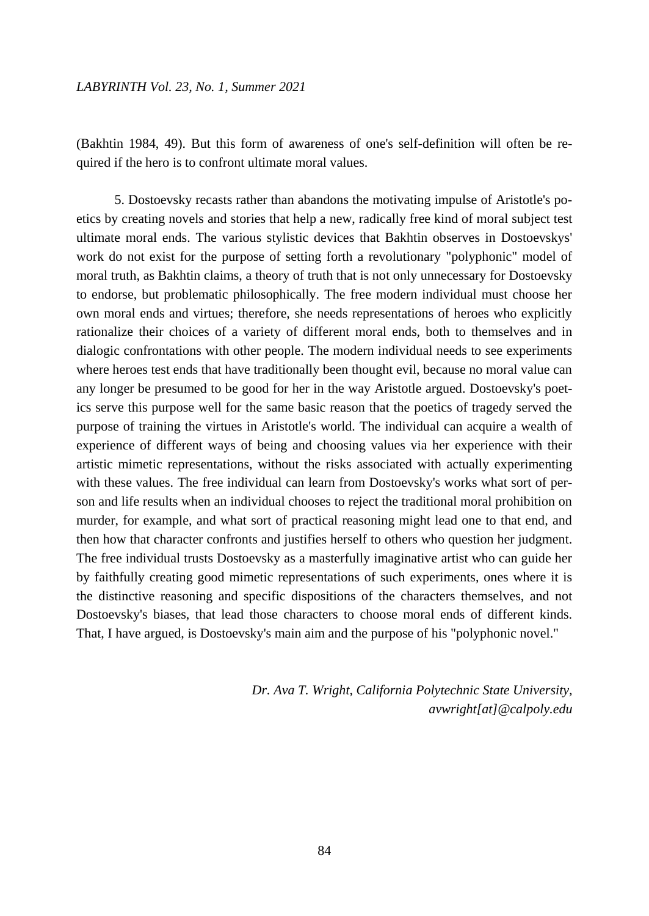(Bakhtin 1984, 49). But this form of awareness of one's self-definition will often be required if the hero is to confront ultimate moral values.

5. Dostoevsky recasts rather than abandons the motivating impulse of Aristotle's poetics by creating novels and stories that help a new, radically free kind of moral subject test ultimate moral ends. The various stylistic devices that Bakhtin observes in Dostoevskys' work do not exist for the purpose of setting forth a revolutionary "polyphonic" model of moral truth, as Bakhtin claims, a theory of truth that is not only unnecessary for Dostoevsky to endorse, but problematic philosophically. The free modern individual must choose her own moral ends and virtues; therefore, she needs representations of heroes who explicitly rationalize their choices of a variety of different moral ends, both to themselves and in dialogic confrontations with other people. The modern individual needs to see experiments where heroes test ends that have traditionally been thought evil, because no moral value can any longer be presumed to be good for her in the way Aristotle argued. Dostoevsky's poetics serve this purpose well for the same basic reason that the poetics of tragedy served the purpose of training the virtues in Aristotle's world. The individual can acquire a wealth of experience of different ways of being and choosing values via her experience with their artistic mimetic representations, without the risks associated with actually experimenting with these values. The free individual can learn from Dostoevsky's works what sort of person and life results when an individual chooses to reject the traditional moral prohibition on murder, for example, and what sort of practical reasoning might lead one to that end, and then how that character confronts and justifies herself to others who question her judgment. The free individual trusts Dostoevsky as a masterfully imaginative artist who can guide her by faithfully creating good mimetic representations of such experiments, ones where it is the distinctive reasoning and specific dispositions of the characters themselves, and not Dostoevsky's biases, that lead those characters to choose moral ends of different kinds. That, I have argued, is Dostoevsky's main aim and the purpose of his "polyphonic novel."

*Dr. Ava T. Wright, California Polytechnic State University,*
*avwright[at]@calpoly.edu*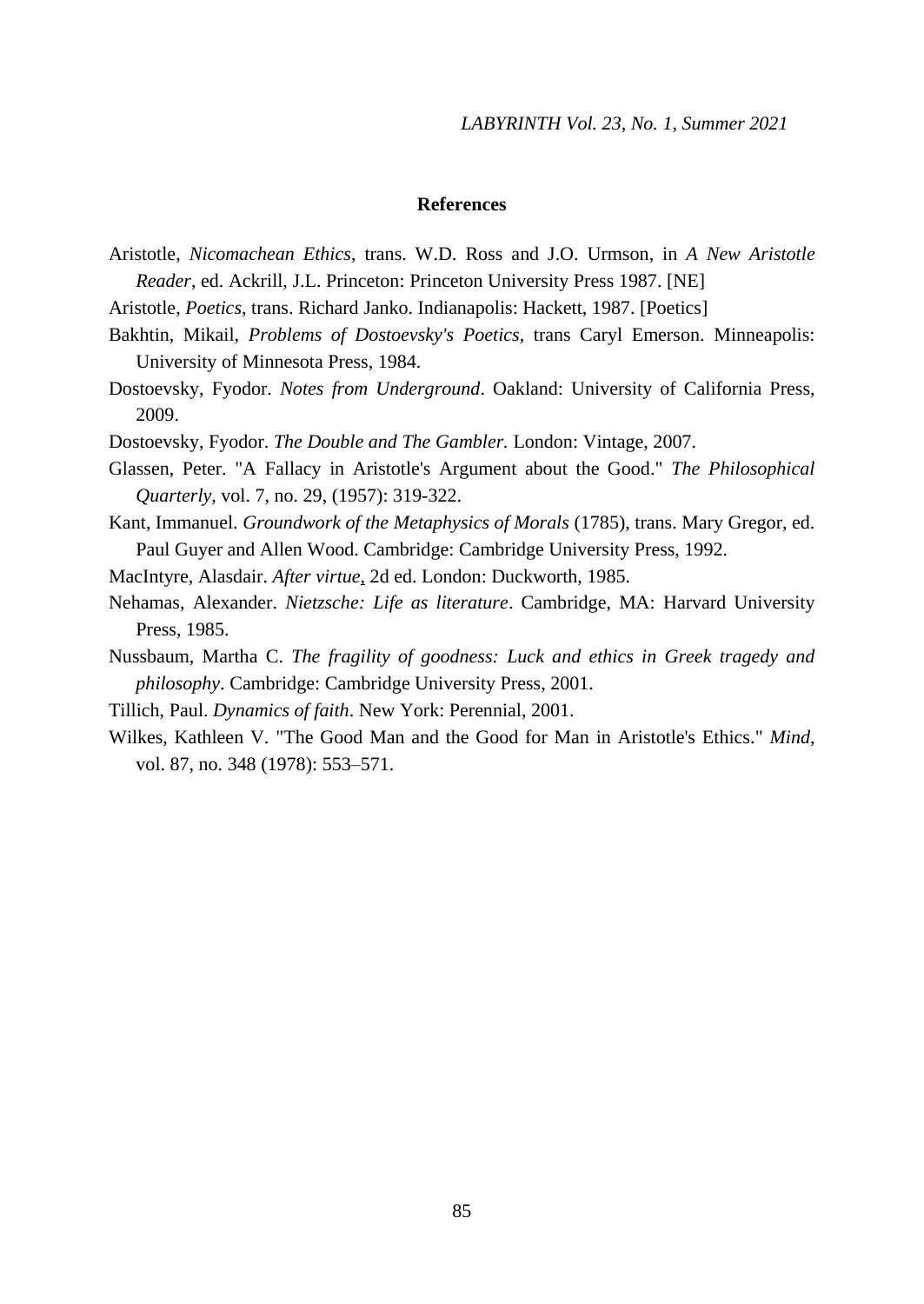## References

Aristotle, *Nicomachean Ethics*, trans. W.D. Ross and J.O. Urmson, in *A New Aristotle Reader*, ed. Ackrill, J.L. Princeton: Princeton University Press 1987. [NE]

Aristotle, *Poetics,* trans. Richard Janko. Indianapolis: Hackett, 1987. [Poetics]

Bakhtin, Mikail, *Problems of Dostoevsky's Poetics*, trans Caryl Emerson. Minneapolis: University of Minnesota Press, 1984.

Dostoevsky, Fyodor. *Notes from Underground*. Oakland: University of California Press, 2009.

Dostoevsky, Fyodor. *The Double and The Gambler.* London: Vintage, 2007.

Glassen, Peter. "A Fallacy in Aristotle's Argument about the Good." *The Philosophical Quarterly,* vol. 7, no. 29, (1957): 319-322.

Kant, Immanuel. *Groundwork of the Metaphysics of Morals* (1785), trans. Mary Gregor, ed. Paul Guyer and Allen Wood. Cambridge: Cambridge University Press, 1992.

MacIntyre, Alasdair. *After virtue*, 2d ed. London: Duckworth, 1985.

Nehamas, Alexander. *Nietzsche: Life as literature*. Cambridge, MA: Harvard University Press, 1985.

Nussbaum, Martha C. *The fragility of goodness: Luck and ethics in Greek tragedy and philosophy*. Cambridge: Cambridge University Press, 2001.

Tillich, Paul. *Dynamics of faith*. New York: Perennial, 2001.

Wilkes, Kathleen V. "The Good Man and the Good for Man in Aristotle's Ethics." *Mind*, vol. 87, no. 348 (1978): 553–571.